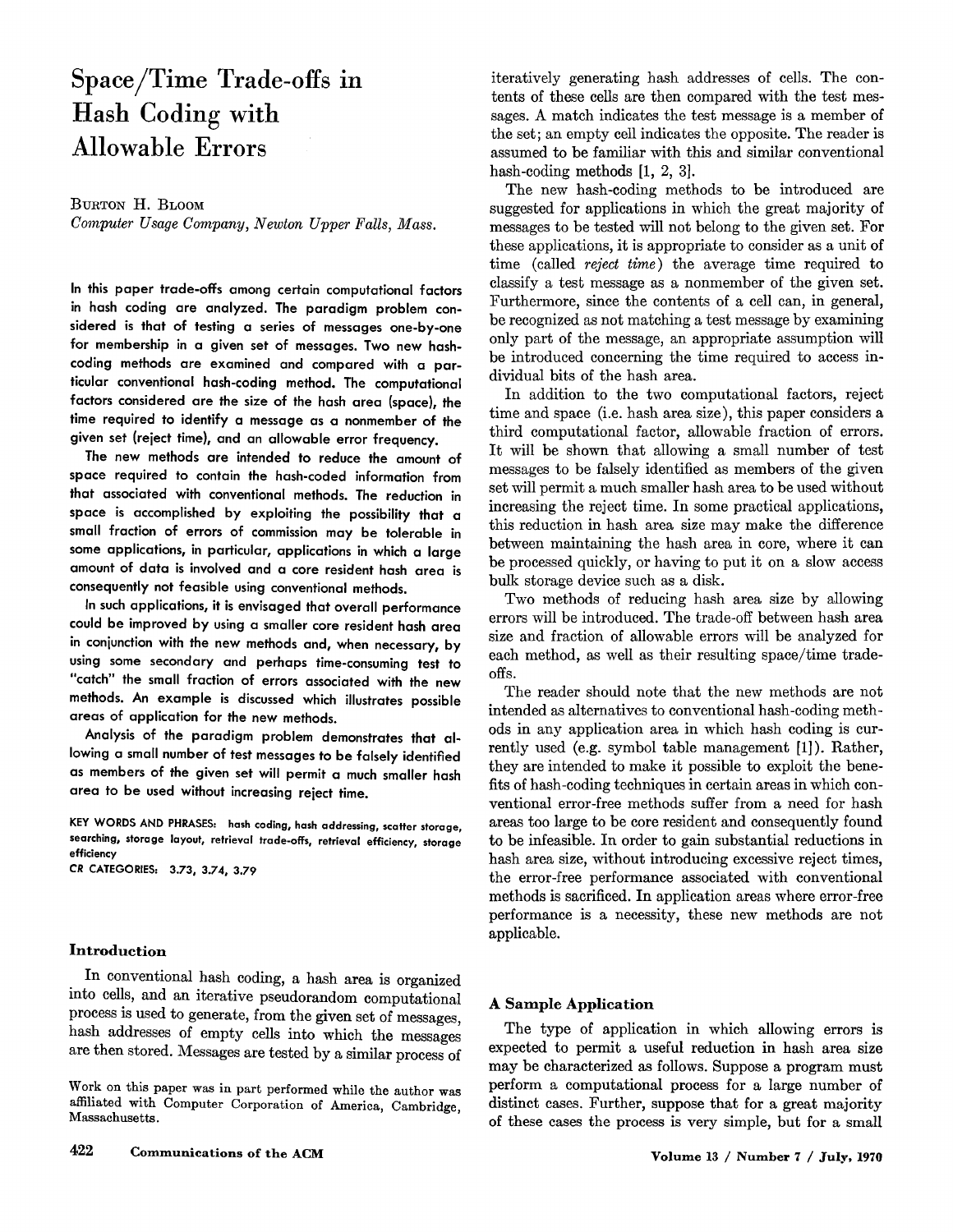# Space/Time Trade-offs in Hash Coding with Allowable Errors

Burton H. Bloom
*Computer Usage Company, Newton Upper Falls, Mass.*

**In this paper trade-offs among certain computational factors in hash coding are analyzed. The paradigm problem considered is that of testing a series of messages one-by-one for membership in a given set of messages. Two new hash-coding methods are examined and compared with a particular conventional hash-coding method. The computational factors considered are the size of the hash area (space), the time required to identify a message as a nonmember of the given set (reject time), and an allowable error frequency.**

**The new methods are intended to reduce the amount of space required to contain the hash-coded information from that associated with conventional methods. The reduction in space is accomplished by exploiting the possibility that a small fraction of errors of commission may be tolerable in some applications, in particular, applications in which a large amount of data is involved and a core resident hash area is consequently not feasible using conventional methods.**

**In such applications, it is envisaged that overall performance could be improved by using a smaller core resident hash area in conjunction with the new methods and, when necessary, by using some secondary and perhaps time-consuming test to "catch" the small fraction of errors associated with the new methods. An example is discussed which illustrates possible areas of application for the new methods.**

**Analysis of the paradigm problem demonstrates that allowing a small number of test messages to be falsely identified as members of the given set will permit a much smaller hash area to be used without increasing reject time.**

KEY WORDS AND PHRASES: hash coding, hash addressing, scatter storage, searching, storage layout, retrieval trade-offs, retrieval efficiency, storage efficiency

CR CATEGORIES: 3.73, 3.74, 3.79

## Introduction

In conventional hash coding, a hash area is organized into cells, and an iterative pseudorandom computational process is used to generate, from the given set of messages, hash addresses of empty cells into which the messages are then stored. Messages are tested by a similar process of iteratively generating hash addresses of cells. The contents of these cells are then compared with the test messages. A match indicates the test message is a member of the set; an empty cell indicates the opposite. The reader is assumed to be familiar with this and similar conventional hash-coding methods [1, 2, 3].

The new hash-coding methods to be introduced are suggested for applications in which the great majority of messages to be tested will not belong to the given set. For these applications, it is appropriate to consider as a unit of time (called *reject time*) the average time required to classify a test message as a nonmember of the given set. Furthermore, since the contents of a cell can, in general, be recognized as not matching a test message by examining only part of the message, an appropriate assumption will be introduced concerning the time required to access individual bits of the hash area.

In addition to the two computational factors, reject time and space (i.e. hash area size), this paper considers a third computational factor, allowable fraction of errors. It will be shown that allowing a small number of test messages to be falsely identified as members of the given set will permit a much smaller hash area to be used without increasing the reject time. In some practical applications, this reduction in hash area size may make the difference between maintaining the hash area in core, where it can be processed quickly, or having to put it on a slow access bulk storage device such as a disk.

Two methods of reducing hash area size by allowing errors will be introduced. The trade-off between hash area size and fraction of allowable errors will be analyzed for each method, as well as their resulting space/time trade-offs.

The reader should note that the new methods are not intended as alternatives to conventional hash-coding methods in any application area in which hash coding is currently used (e.g. symbol table management [1]). Rather, they are intended to make it possible to exploit the benefits of hash-coding techniques in certain areas in which conventional error-free methods suffer from a need for hash areas too large to be core resident and consequently found to be infeasible. In order to gain substantial reductions in hash area size, without introducing excessive reject times, the error-free performance associated with conventional methods is sacrificed. In application areas where error-free performance is a necessity, these new methods are not applicable.

## A Sample Application

The type of application in which allowing errors is expected to permit a useful reduction in hash area size may be characterized as follows. Suppose a program must perform a computational process for a large number of distinct cases. Further, suppose that for a great majority of these cases the process is very simple, but for a small

Work on this paper was in part performed while the author was affiliated with Computer Corporation of America, Cambridge, Massachusetts.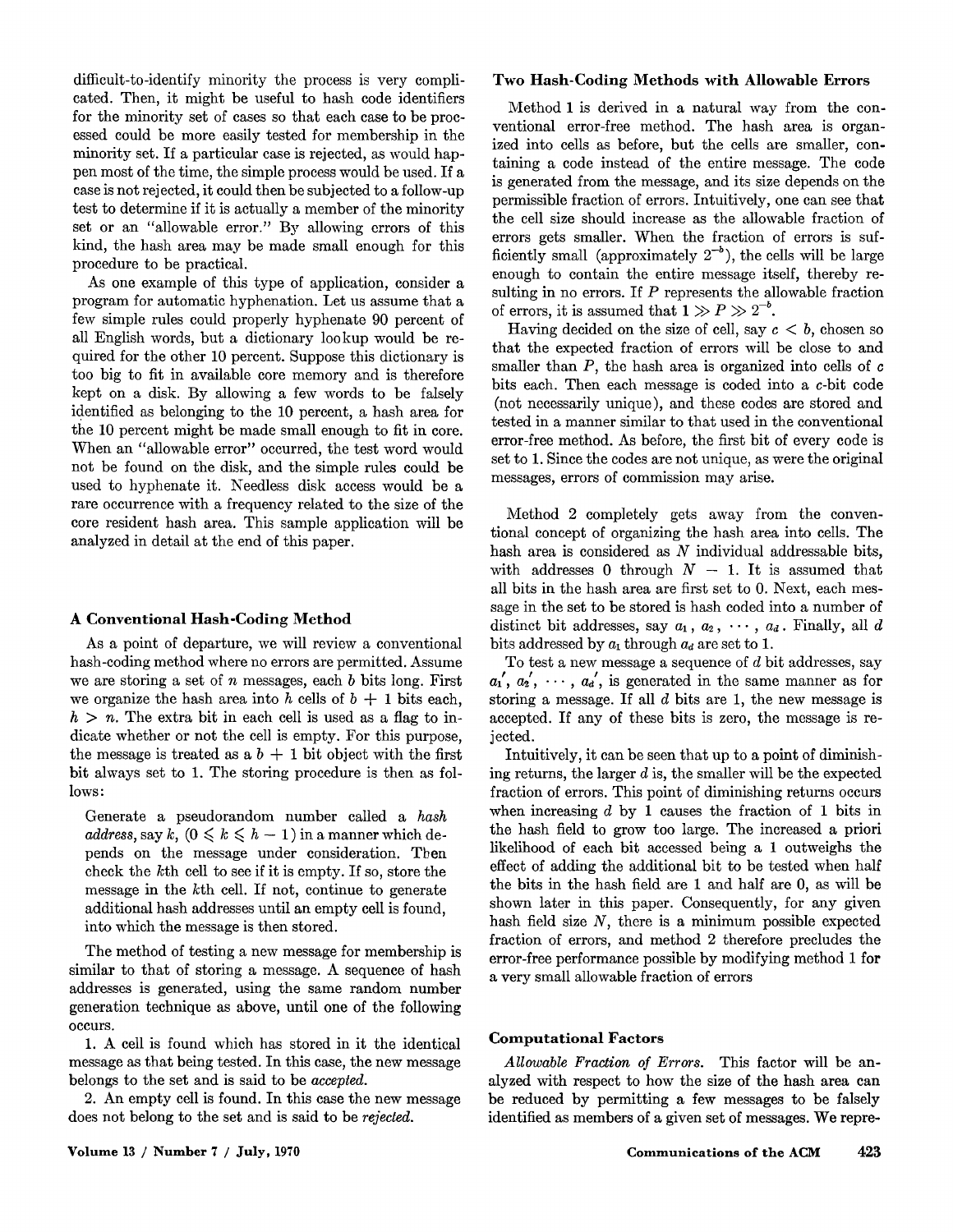difficult-to-identify minority the process is very complicated. Then, it might be useful to hash code identifiers for the minority set of cases so that each case to be processed could be more easily tested for membership in the minority set. If a particular case is rejected, as would happen most of the time, the simple process would be used. If a case is not rejected, it could then be subjected to a follow-up test to determine if it is actually a member of the minority set or an "allowable error." By allowing errors of this kind, the hash area may be made small enough for this procedure to be practical.

As one example of this type of application, consider a program for automatic hyphenation. Let us assume that a few simple rules could properly hyphenate 90 percent of all English words, but a dictionary lookup would be required for the other 10 percent. Suppose this dictionary is too big to fit in available core memory and is therefore kept on a disk. By allowing a few words to be falsely identified as belonging to the 10 percent, a hash area for the 10 percent might be made small enough to fit in core. When an "allowable error" occurred, the test word would not be found on the disk, and the simple rules could be used to hyphenate it. Needless disk access would be a rare occurrence with a frequency related to the size of the core resident hash area. This sample application will be analyzed in detail at the end of this paper.

## A Conventional Hash-Coding Method

As a point of departure, we will review a conventional hash-coding method where no errors are permitted. Assume we are storing a set of $n$ messages, each $b$ bits long. First we organize the hash area into $h$ cells of $b + 1$ bits each, $h > n$. The extra bit in each cell is used as a flag to indicate whether or not the cell is empty. For this purpose, the message is treated as a $b + 1$ bit object with the first bit always set to 1. The storing procedure is then as follows:

> Generate a pseudorandom number called a *hash address*, say $k$, $(0 \leqslant k \leqslant h - 1)$ in a manner which depends on the message under consideration. Then check the $k$th cell to see if it is empty. If so, store the message in the $k$th cell. If not, continue to generate additional hash addresses until an empty cell is found, into which the message is then stored.

The method of testing a new message for membership is similar to that of storing a message. A sequence of hash addresses is generated, using the same random number generation technique as above, until one of the following occurs.

1. A cell is found which has stored in it the identical message as that being tested. In this case, the new message belongs to the set and is said to be *accepted*.
2. An empty cell is found. In this case the new message does not belong to the set and is said to be *rejected*.

## Two Hash-Coding Methods with Allowable Errors

Method 1 is derived in a natural way from the conventional error-free method. The hash area is organized into cells as before, but the cells are smaller, containing a code instead of the entire message. The code is generated from the message, and its size depends on the permissible fraction of errors. Intuitively, one can see that the cell size should increase as the allowable fraction of errors gets smaller. When the fraction of errors is sufficiently small (approximately $2^{-b}$), the cells will be large enough to contain the entire message itself, thereby resulting in no errors. If $P$ represents the allowable fraction of errors, it is assumed that $1 \gg P \gg 2^{-b}$.

Having decided on the size of cell, say $c < b$, chosen so that the expected fraction of errors will be close to and smaller than $P$, the hash area is organized into cells of $c$ bits each. Then each message is coded into a $c$-bit code (not necessarily unique), and these codes are stored and tested in a manner similar to that used in the conventional error-free method. As before, the first bit of every code is set to 1. Since the codes are not unique, as were the original messages, errors of commission may arise.

Method 2 completely gets away from the conventional concept of organizing the hash area into cells. The hash area is considered as $N$ individual addressable bits, with addresses 0 through $N - 1$. It is assumed that all bits in the hash area are first set to 0. Next, each message in the set to be stored is hash coded into a number of distinct bit addresses, say $a_1, a_2, \cdots, a_d$. Finally, all $d$ bits addressed by $a_1$ through $a_d$ are set to 1.

To test a new message a sequence of $d$ bit addresses, say $a_1', a_2', \cdots, a_d'$, is generated in the same manner as for storing a message. If all $d$ bits are 1, the new message is accepted. If any of these bits is zero, the message is rejected.

Intuitively, it can be seen that up to a point of diminishing returns, the larger $d$ is, the smaller will be the expected fraction of errors. This point of diminishing returns occurs when increasing $d$ by 1 causes the fraction of 1 bits in the hash field to grow too large. The increased a priori likelihood of each bit accessed being a 1 outweighs the effect of adding the additional bit to be tested when half the bits in the hash field are 1 and half are 0, as will be shown later in this paper. Consequently, for any given hash field size $N$, there is a minimum possible expected fraction of errors, and method 2 therefore precludes the error-free performance possible by modifying method 1 for a very small allowable fraction of errors

## Computational Factors

*Allowable Fraction of Errors.* This factor will be analyzed with respect to how the size of the hash area can be reduced by permitting a few messages to be falsely identified as members of a given set of messages. We repre-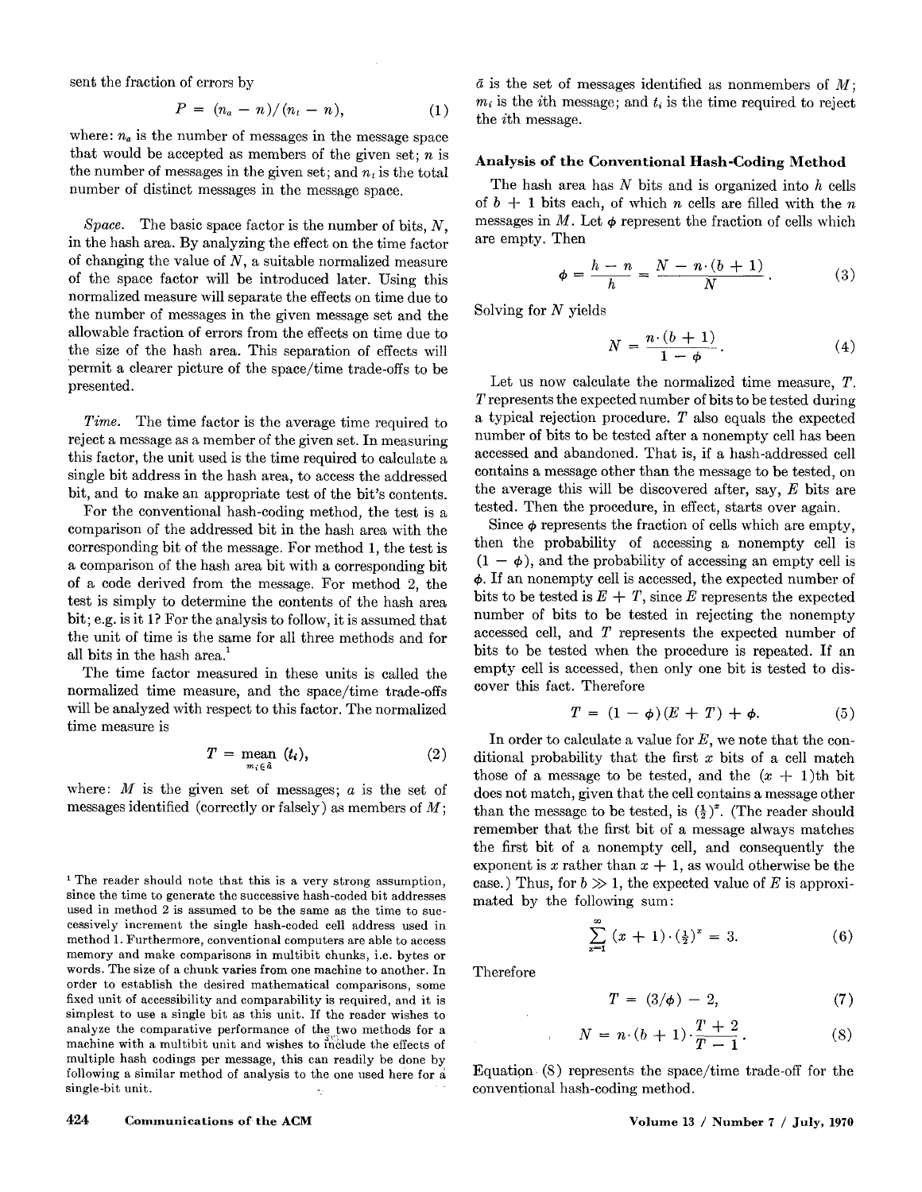sent the fraction of errors by

$$P = (n_a - n)/(n_t - n), \tag{1}$$

where: $n_a$ is the number of messages in the message space that would be accepted as members of the given set; $n$ is the number of messages in the given set; and $n_t$ is the total number of distinct messages in the message space.

*Space.* The basic space factor is the number of bits, $N$, in the hash area. By analyzing the effect on the time factor of changing the value of $N$, a suitable normalized measure of the space factor will be introduced later. Using this normalized measure will separate the effects on time due to the number of messages in the given message set and the allowable fraction of errors from the effects on time due to the size of the hash area. This separation of effects will permit a clearer picture of the space/time trade-offs to be presented.

*Time.* The time factor is the average time required to reject a message as a member of the given set. In measuring this factor, the unit used is the time required to calculate a single bit address in the hash area, to access the addressed bit, and to make an appropriate test of the bit's contents.

For the conventional hash-coding method, the test is a comparison of the addressed bit in the hash area with the corresponding bit of the message. For method 1, the test is a comparison of the hash area bit with a corresponding bit of a code derived from the message. For method 2, the test is simply to determine the contents of the hash area bit; e.g. is it 1? For the analysis to follow, it is assumed that the unit of time is the same for all three methods and for all bits in the hash area.[1]

The time factor measured in these units is called the normalized time measure, and the space/time trade-offs will be analyzed with respect to this factor. The normalized time measure is

$$T = \underset{m_i \in \bar{a}}{\text{mean}} \ (t_i), \tag{2}$$

where: $M$ is the given set of messages; $a$ is the set of messages identified (correctly or falsely) as members of $M$; $\bar{a}$ is the set of messages identified as nonmembers of $M$; $m_i$ is the $i$th message; and $t_i$ is the time required to reject the $i$th message.

[1] The reader should note that this is a very strong assumption, since the time to generate the successive hash-coded bit addresses used in method 2 is assumed to be the same as the time to successively increment the single hash-coded cell address used in method 1. Furthermore, conventional computers are able to access memory and make comparisons in multibit chunks, i.e. bytes or words. The size of a chunk varies from one machine to another. In order to establish the desired mathematical comparisons, some fixed unit of accessibility and comparability is required, and it is simplest to use a single bit as this unit. If the reader wishes to analyze the comparative performance of the two methods for a machine with a multibit unit and wishes to include the effects of multiple hash codings per message, this can readily be done by following a similar method of analysis to the one used here for a single-bit unit.

### Analysis of the Conventional Hash-Coding Method

The hash area has $N$ bits and is organized into $h$ cells of $b + 1$ bits each, of which $n$ cells are filled with the $n$ messages in $M$. Let $\phi$ represent the fraction of cells which are empty. Then

$$\phi = \frac{h - n}{h} = \frac{N - n \cdot (b + 1)}{N}. \tag{3}$$

Solving for $N$ yields

$$N = \frac{n \cdot (b + 1)}{1 - \phi}. \tag{4}$$

Let us now calculate the normalized time measure, $T$. $T$ represents the expected number of bits to be tested during a typical rejection procedure. $T$ also equals the expected number of bits to be tested after a nonempty cell has been accessed and abandoned. That is, if a hash-addressed cell contains a message other than the message to be tested, on the average this will be discovered after, say, $E$ bits are tested. Then the procedure, in effect, starts over again.

Since $\phi$ represents the fraction of cells which are empty, then the probability of accessing a nonempty cell is $(1 - \phi)$, and the probability of accessing an empty cell is $\phi$. If an nonempty cell is accessed, the expected number of bits to be tested is $E + T$, since $E$ represents the expected number of bits to be tested in rejecting the nonempty accessed cell, and $T$ represents the expected number of bits to be tested when the procedure is repeated. If an empty cell is accessed, then only one bit is tested to discover this fact. Therefore

$$T = (1 - \phi)(E + T) + \phi. \tag{5}$$

In order to calculate a value for $E$, we note that the conditional probability that the first $x$ bits of a cell match those of a message to be tested, and the $(x + 1)$th bit does not match, given that the cell contains a message other than the message to be tested, is $(\frac{1}{2})^x$. (The reader should remember that the first bit of a message always matches the first bit of a nonempty cell, and consequently the exponent is $x$ rather than $x + 1$, as would otherwise be the case.) Thus, for $b \gg 1$, the expected value of $E$ is approximated by the following sum:

$$\sum_{x=1}^{\infty} (x + 1) \cdot (\tfrac{1}{2})^x = 3. \tag{6}$$

Therefore

$$T = (3/\phi) - 2, \tag{7}$$

$$N = n \cdot (b + 1) \cdot \frac{T + 2}{T - 1}. \tag{8}$$

Equation (8) represents the space/time trade-off for the conventional hash-coding method.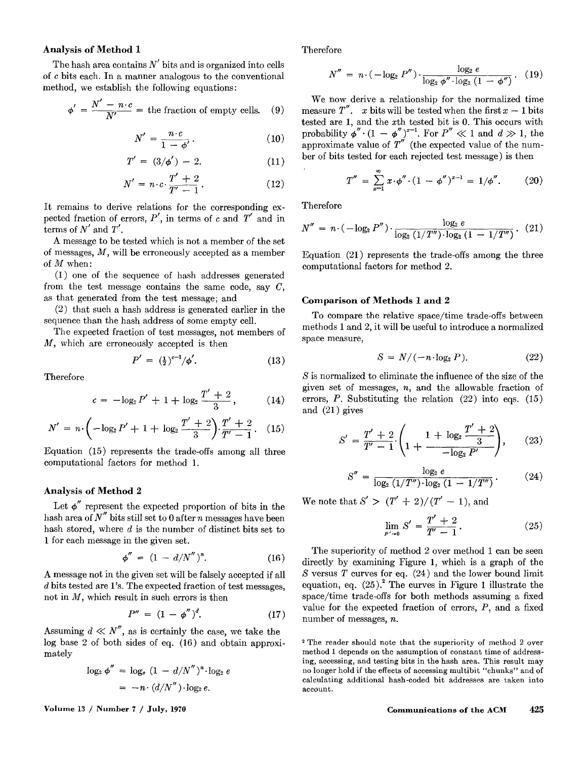## Analysis of Method 1

The hash area contains $N'$ bits and is organized into cells of $c$ bits each. In a manner analogous to the conventional method, we establish the following equations:

$$\phi' = \frac{N' - n \cdot c}{N'} = \text{the fraction of empty cells.} \quad (9)$$

$$N' = \frac{n \cdot c}{1 - \phi'}. \quad (10)$$

$$T' = (3/\phi') - 2. \quad (11)$$

$$N' = n \cdot c \cdot \frac{T' + 2}{T' - 1}. \quad (12)$$

It remains to derive relations for the corresponding expected fraction of errors, $P'$, in terms of $c$ and $T'$ and in terms of $N'$ and $T'$.

A message to be tested which is not a member of the set of messages, $M$, will be erroneously accepted as a member of $M$ when:

(1) one of the sequence of hash addresses generated from the test message contains the same code, say $C$, as that generated from the test message; and

(2) that such a hash address is generated earlier in the sequence than the hash address of some empty cell.

The expected fraction of test messages, not members of $M$, which are erroneously accepted is then

$$P' = (\tfrac{1}{2})^{c-1}/\phi'. \quad (13)$$

Therefore

$$c = -\log_2 P' + 1 + \log_2 \frac{T' + 2}{3}, \quad (14)$$

$$N' = n \cdot \left( -\log_2 P' + 1 + \log_2 \frac{T' + 2}{3} \right) \cdot \frac{T' + 2}{T' - 1}. \quad (15)$$

Equation (15) represents the trade-offs among all three computational factors for method 1.

## Analysis of Method 2

Let $\phi''$ represent the expected proportion of bits in the hash area of $N''$ bits still set to 0 after $n$ messages have been hash stored, where $d$ is the number of distinct bits set to 1 for each message in the given set.

$$\phi'' = (1 - d/N'')^n. \quad (16)$$

A message not in the given set will be falsely accepted if all $d$ bits tested are 1's. The expected fraction of test messages, not in $M$, which result in such errors is then

$$P'' = (1 - \phi'')^d. \quad (17)$$

Assuming $d \ll N''$, as is certainly the case, we take the log base 2 of both sides of eq. (16) and obtain approximately

$$\log_2 \phi'' = \log_e (1 - d/N'')^n \cdot \log_2 e$$

$$= -n \cdot (d/N'') \cdot \log_2 e.$$

Therefore

$$N'' = n \cdot (-\log_2 P'') \cdot \frac{\log_2 e}{\log_2 \phi'' \cdot \log_2 (1 - \phi'')}. \quad (19)$$

We now derive a relationship for the normalized time measure $T''$. $x$ bits will be tested when the first $x - 1$ bits tested are 1, and the $x$th tested bit is 0. This occurs with probability $\phi'' \cdot (1 - \phi'')^{x-1}$. For $P'' \ll 1$ and $d \gg 1$, the approximate value of $T''$ (the expected value of the number of bits tested for each rejected test message) is then

$$T'' = \sum_{x=1}^{\infty} x \cdot \phi'' \cdot (1 - \phi'')^{x-1} = 1/\phi''. \quad (20)$$

Therefore

$$N'' = n \cdot (-\log_2 P'') \cdot \frac{\log_2 e}{\log_2 (1/T'') \cdot \log_2 (1 - 1/T'')}. \quad (21)$$

Equation (21) represents the trade-offs among the three computational factors for method 2.

## Comparison of Methods 1 and 2

To compare the relative space/time trade-offs between methods 1 and 2, it will be useful to introduce a normalized space measure,

$$S = N/(-n \cdot \log_2 P). \quad (22)$$

$S$ is normalized to eliminate the influence of the size of the given set of messages, $n$, and the allowable fraction of errors, $P$. Substituting the relation (22) into eqs. (15) and (21) gives

$$S' = \frac{T' + 2}{T' - 1} \cdot \left( 1 + \frac{1 + \log_2 \frac{T' + 2}{3}}{-\log_2 P'} \right), \quad (23)$$

$$S'' = \frac{\log_2 e}{\log_2 (1/T'') \cdot \log_2 (1 - 1/T'')}. \quad (24)$$

We note that $S' > (T' + 2)/(T' - 1)$, and

$$\lim_{P' \to 0} S' = \frac{T' + 2}{T' - 1}. \quad (25)$$

The superiority of method 2 over method 1 can be seen directly by examining Figure 1, which is a graph of the $S$ versus $T$ curves for eq. (24) and the lower bound limit equation, eq. (25).[2] The curves in Figure 1 illustrate the space/time trade-offs for both methods assuming a fixed value for the expected fraction of errors, $P$, and a fixed number of messages, $n$.

[2] The reader should note that the superiority of method 2 over method 1 depends on the assumption of constant time of addressing, accessing, and testing bits in the hash area. This result may no longer hold if the effects of accessing multibit "chunks" and of calculating additional hash-coded bit addresses are taken into account.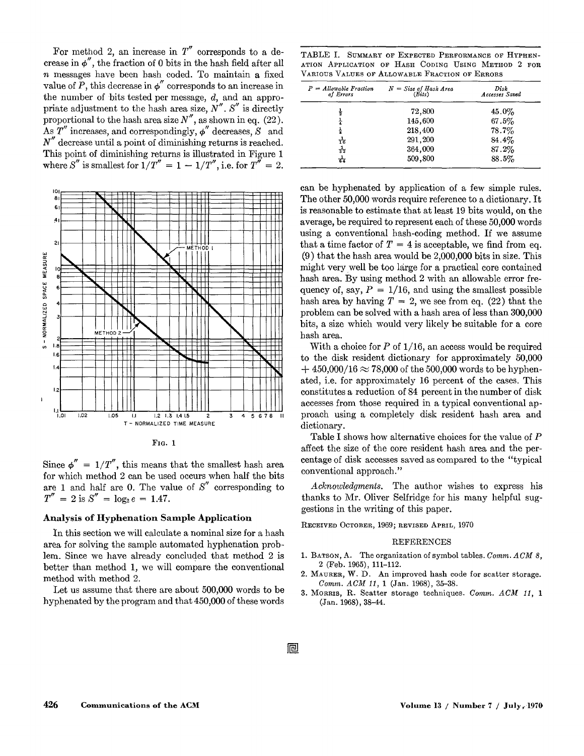For method 2, an increase in $T''$ corresponds to a decrease in $\phi''$, the fraction of 0 bits in the hash field after all $n$ messages have been hash coded. To maintain a fixed value of $P$, this decrease in $\phi''$ corresponds to an increase in the number of bits tested per message, $d$, and an appropriate adjustment to the hash area size, $N''$. $S''$ is directly proportional to the hash area size $N''$, as shown in eq. (22). As $T''$ increases, and correspondingly, $\phi''$ decreases, $S$ and $N''$ decrease until a point of diminishing returns is reached. This point of diminishing returns is illustrated in Figure 1 where $S''$ is smallest for $1/T'' = 1 - 1/T''$, i.e. for $T'' = 2$.

S - NORMALIZED SPACE MEASURE

101
81
61
41
21
10
8
6
4
3
2
1.8
1.6
1.4
1.2
1.1

METHOD 1

METHOD 2

1.01 1.02 1.05 1.1 1.2 1.3 1.4 1.5 2 3 4 5 6 7 8 11

T - NORMALIZED TIME MEASURE

Fig. 1

Since $\phi'' = 1/T''$, this means that the smallest hash area for which method 2 can be used occurs when half the bits are 1 and half are 0. The value of $S''$ corresponding to $T'' = 2$ is $S'' = \log_2 e = 1.47$.

### Analysis of Hyphenation Sample Application

In this section we will calculate a nominal size for a hash area for solving the sample automated hyphenation problem. Since we have already concluded that method 2 is better than method 1, we will compare the conventional method with method 2.

Let us assume that there are about 500,000 words to be hyphenated by the program and that 450,000 of these words can be hyphenated by application of a few simple rules. The other 50,000 words require reference to a dictionary. It is reasonable to estimate that at least 19 bits would, on the average, be required to represent each of these 50,000 words using a conventional hash-coding method. If we assume that a time factor of $T = 4$ is acceptable, we find from eq. (9) that the hash area would be 2,000,000 bits in size. This might very well be too large for a practical core contained hash area. By using method 2 with an allowable error frequency of, say, $P = 1/16$, and using the smallest possible hash area by having $T = 2$, we see from eq. (22) that the problem can be solved with a hash area of less than 300,000 bits, a size which would very likely be suitable for a core hash area.

With a choice for $P$ of 1/16, an access would be required to the disk resident dictionary for approximately $50{,}000 + 450{,}000/16 \approx 78{,}000$ of the 500,000 words to be hyphenated, i.e. for approximately 16 percent of the cases. This constitutes a reduction of 84 percent in the number of disk accesses from those required in a typical conventional approach using a completely disk resident hash area and dictionary.

Table I shows how alternative choices for the value of $P$ affect the size of the core resident hash area and the percentage of disk accesses saved as compared to the "typical conventional approach."

TABLE I. Summary of Expected Performance of Hyphenation Application of Hash Coding Using Method 2 for Various Values of Allowable Fraction of Errors

| $P$ = Allowable Fraction of Errors | $N$ = Size of Hash Area (Bits) | Disk Accesses Saved |
|---|---|---|
| $\frac{1}{2}$ | 72,800 | 45.0% |
| $\frac{1}{4}$ | 145,600 | 67.5% |
| $\frac{1}{8}$ | 218,400 | 78.7% |
| $\frac{1}{16}$ | 291,200 | 84.4% |
| $\frac{1}{32}$ | 364,000 | 87.2% |
| $\frac{1}{64}$ | 509,800 | 88.5% |

*Acknowledgments.* The author wishes to express his thanks to Mr. Oliver Selfridge for his many helpful suggestions in the writing of this paper.

Received October, 1969; revised April, 1970

### REFERENCES

1. Batson, A. The organization of symbol tables. *Comm. ACM 8*, 2 (Feb. 1965), 111–112.
2. Maurer, W. D. An improved hash code for scatter storage. *Comm. ACM 11*, 1 (Jan. 1968), 35–38.
3. Morris, R. Scatter storage techniques. *Comm. ACM 11*, 1 (Jan. 1968), 38–44.